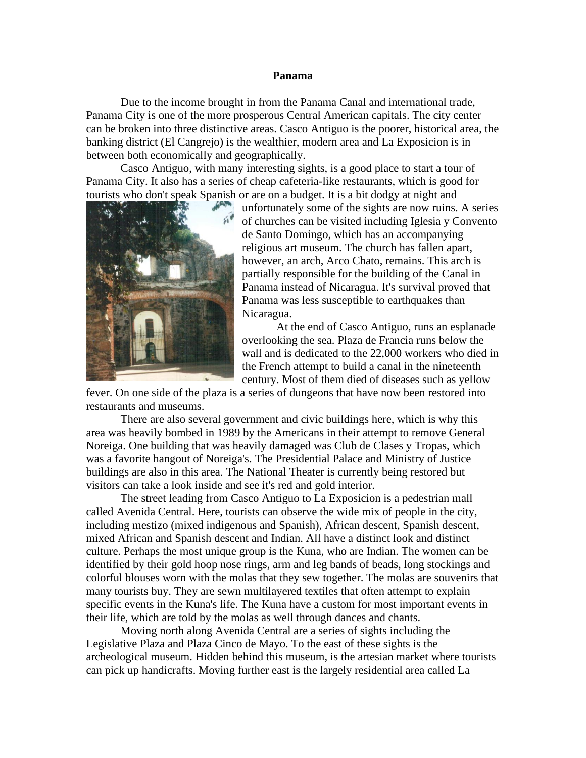**Panama**

Due to the income brought in from the Panama Canal and international trade, Panama City is one of the more prosperous Central American capitals. The city center can be broken into three distinctive areas. Casco Antiguo is the poorer, historical area, the banking district (El Cangrejo) is the wealthier, modern area and La Exposicion is in between both economically and geographically.

Casco Antiguo, with many interesting sights, is a good place to start a tour of Panama City. It also has a series of cheap cafeteria-like restaurants, which is good for tourists who don't speak Spanish or are on a budget. It is a bit dodgy at night and unfortunately some of the sights are now ruins. A series of churches can be visited including Iglesia y Convento de Santo Domingo, which has an accompanying religious art museum. The church has fallen apart, however, an arch, Arco Chato, remains. This arch is partially responsible for the building of the Canal in Panama instead of Nicaragua. It's survival proved that Panama was less susceptible to earthquakes than Nicaragua.

At the end of Casco Antiguo, runs an esplanade overlooking the sea. Plaza de Francia runs below the wall and is dedicated to the 22,000 workers who died in the French attempt to build a canal in the nineteenth century. Most of them died of diseases such as yellow fever. On one side of the plaza is a series of dungeons that have now been restored into restaurants and museums.

There are also several government and civic buildings here, which is why this area was heavily bombed in 1989 by the Americans in their attempt to remove General Noreiga. One building that was heavily damaged was Club de Clases y Tropas, which was a favorite hangout of Noreiga's. The Presidential Palace and Ministry of Justice buildings are also in this area. The National Theater is currently being restored but visitors can take a look inside and see it's red and gold interior.

The street leading from Casco Antiguo to La Exposicion is a pedestrian mall called Avenida Central. Here, tourists can observe the wide mix of people in the city, including mestizo (mixed indigenous and Spanish), African descent, Spanish descent, mixed African and Spanish descent and Indian. All have a distinct look and distinct culture. Perhaps the most unique group is the Kuna, who are Indian. The women can be identified by their gold hoop nose rings, arm and leg bands of beads, long stockings and colorful blouses worn with the molas that they sew together. The molas are souvenirs that many tourists buy. They are sewn multilayered textiles that often attempt to explain specific events in the Kuna's life. The Kuna have a custom for most important events in their life, which are told by the molas as well through dances and chants.

Moving north along Avenida Central are a series of sights including the Legislative Plaza and Plaza Cinco de Mayo. To the east of these sights is the archeological museum. Hidden behind this museum, is the artesian market where tourists can pick up handicrafts. Moving further east is the largely residential area called La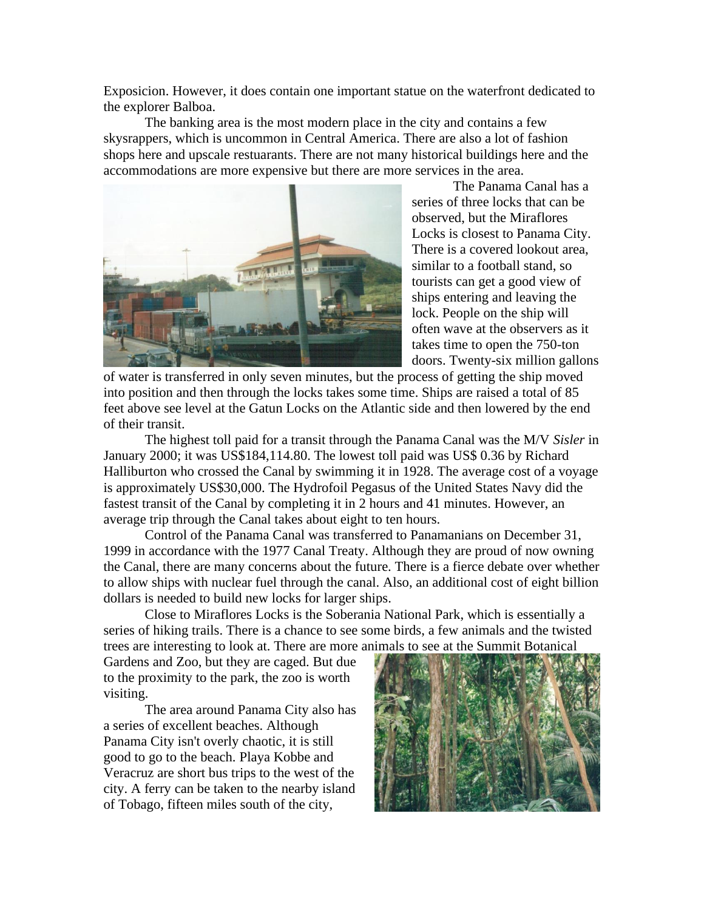Exposicion. However, it does contain one important statue on the waterfront dedicated to the explorer Balboa.

The banking area is the most modern place in the city and contains a few skysrappers, which is uncommon in Central America. There are also a lot of fashion shops here and upscale restuarants. There are not many historical buildings here and the accommodations are more expensive but there are more services in the area.

The Panama Canal has a series of three locks that can be observed, but the Miraflores Locks is closest to Panama City. There is a covered lookout area, similar to a football stand, so tourists can get a good view of ships entering and leaving the lock. People on the ship will often wave at the observers as it takes time to open the 750-ton doors. Twenty-six million gallons of water is transferred in only seven minutes, but the process of getting the ship moved into position and then through the locks takes some time. Ships are raised a total of 85 feet above see level at the Gatun Locks on the Atlantic side and then lowered by the end of their transit.

The highest toll paid for a transit through the Panama Canal was the M/V *Sisler* in January 2000; it was US$184,114.80. The lowest toll paid was US$ 0.36 by Richard Halliburton who crossed the Canal by swimming it in 1928. The average cost of a voyage is approximately US$30,000. The Hydrofoil Pegasus of the United States Navy did the fastest transit of the Canal by completing it in 2 hours and 41 minutes. However, an average trip through the Canal takes about eight to ten hours.

Control of the Panama Canal was transferred to Panamanians on December 31, 1999 in accordance with the 1977 Canal Treaty. Although they are proud of now owning the Canal, there are many concerns about the future. There is a fierce debate over whether to allow ships with nuclear fuel through the canal. Also, an additional cost of eight billion dollars is needed to build new locks for larger ships.

Close to Miraflores Locks is the Soberania National Park, which is essentially a series of hiking trails. There is a chance to see some birds, a few animals and the twisted trees are interesting to look at. There are more animals to see at the Summit Botanical Gardens and Zoo, but they are caged. But due to the proximity to the park, the zoo is worth visiting.

The area around Panama City also has a series of excellent beaches. Although Panama City isn't overly chaotic, it is still good to go to the beach. Playa Kobbe and Veracruz are short bus trips to the west of the city. A ferry can be taken to the nearby island of Tobago, fifteen miles south of the city,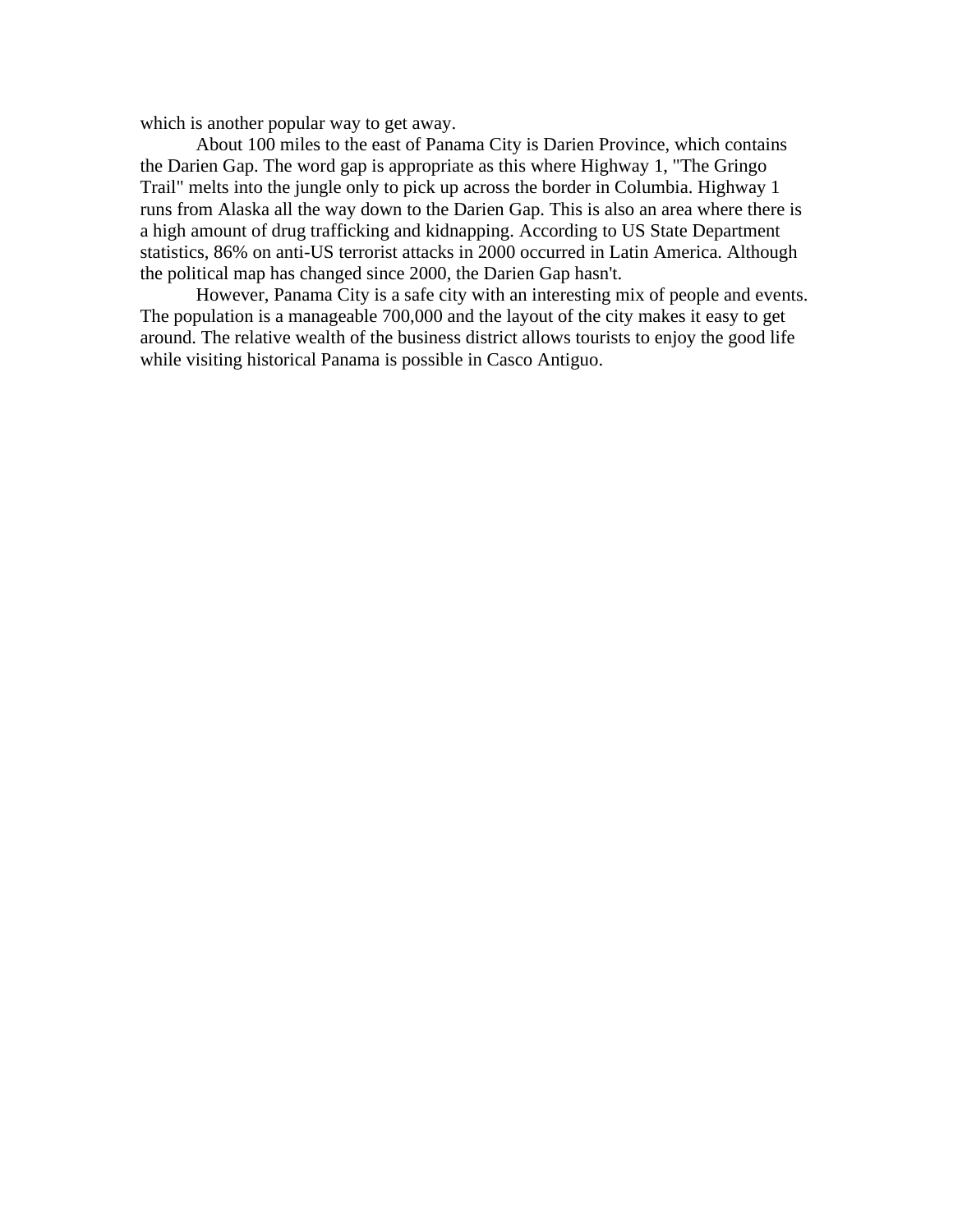which is another popular way to get away.

About 100 miles to the east of Panama City is Darien Province, which contains the Darien Gap. The word gap is appropriate as this where Highway 1, "The Gringo Trail" melts into the jungle only to pick up across the border in Columbia. Highway 1 runs from Alaska all the way down to the Darien Gap. This is also an area where there is a high amount of drug trafficking and kidnapping. According to US State Department statistics, 86% on anti-US terrorist attacks in 2000 occurred in Latin America. Although the political map has changed since 2000, the Darien Gap hasn't.

However, Panama City is a safe city with an interesting mix of people and events. The population is a manageable 700,000 and the layout of the city makes it easy to get around. The relative wealth of the business district allows tourists to enjoy the good life while visiting historical Panama is possible in Casco Antiguo.